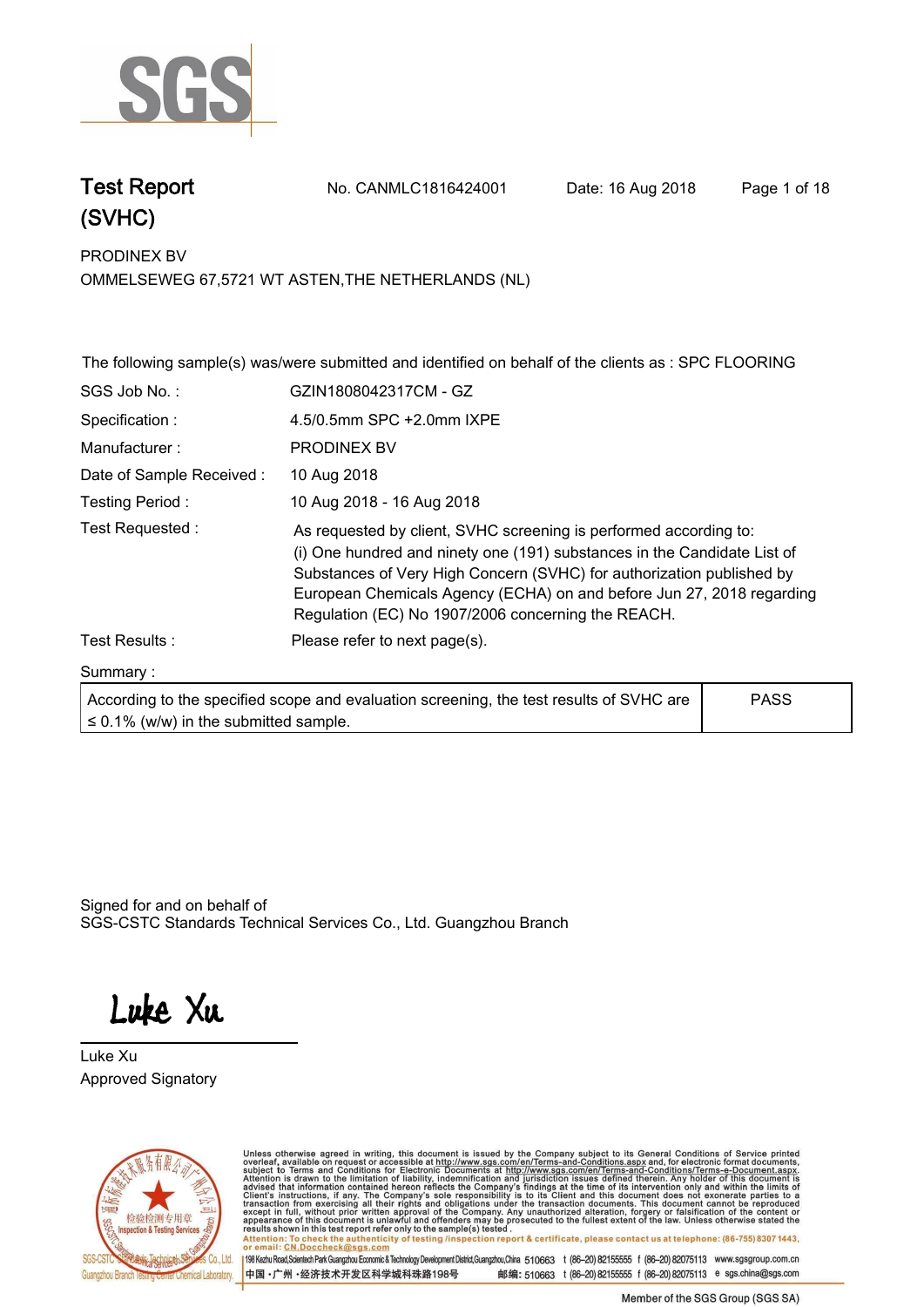# Test Report (SVHC)

No. CANMLC1816424001 Date: 16 Aug 2018

PRODINEX BV
OMMELSEWEG 67,5721 WT ASTEN,THE NETHERLANDS (NL)

The following sample(s) was/were submitted and identified on behalf of the clients as : SPC FLOORING

| | |
|---|---|
| SGS Job No. : | GZIN1808042317CM - GZ |
| Specification : | 4.5/0.5mm SPC +2.0mm IXPE |
| Manufacturer : | PRODINEX BV |
| Date of Sample Received : | 10 Aug 2018 |
| Testing Period : | 10 Aug 2018 - 16 Aug 2018 |
| Test Requested : | As requested by client, SVHC screening is performed according to: (i) One hundred and ninety one (191) substances in the Candidate List of Substances of Very High Concern (SVHC) for authorization published by European Chemicals Agency (ECHA) on and before Jun 27, 2018 regarding Regulation (EC) No 1907/2006 concerning the REACH. |
| Test Results : | Please refer to next page(s). |

Summary :

| | |
|---|---|
| According to the specified scope and evaluation screening, the test results of SVHC are ≤ 0.1% (w/w) in the submitted sample. | PASS |

Signed for and on behalf of
SGS-CSTC Standards Technical Services Co., Ltd. Guangzhou Branch

Luke Xu
Approved Signatory

Unless otherwise agreed in writing, this document is issued by the Company subject to its General Conditions of Service printed overleaf, available on request or accessible at http://www.sgs.com/en/Terms-and-Conditions.aspx and, for electronic format documents, subject to Terms and Conditions for Electronic Documents at http://www.sgs.com/en/Terms-and-Conditions/Terms-e-Document.aspx. Attention is drawn to the limitation of liability, indemnification and jurisdiction issues defined therein. Any holder of this document is advised that information contained hereon reflects the Company's findings at the time of its intervention only and within the limits of Client's instructions, if any. The Company's sole responsibility is to its Client and this document does not exonerate parties to a transaction from exercising all their rights and obligations under the transaction documents. This document cannot be reproduced except in full, without prior written approval of the Company. Any unauthorized alteration, forgery or falsification of the content or appearance of this document is unlawful and offenders may be prosecuted to the fullest extent of the law. Unless otherwise stated the results shown in this test report refer only to the sample(s) tested .

Attention: To check the authenticity of testing /inspection report & certificate, please contact us at telephone: (86-755) 8307 1443, or email: CN.Doccheck@sgs.com

198 Kezhu Road,Scientech Park Guangzhou Economic & Technology Development District,Guangzhou,China 510663 t (86-20) 82155555 f (86-20) 82075113 www.sgsgroup.com.cn
中国・广州・经济技术开发区科学城科珠路198号 邮编: 510663 t (86-20) 82155555 f (86-20) 82075113 e sgs.china@sgs.com

Member of the SGS Group (SGS SA)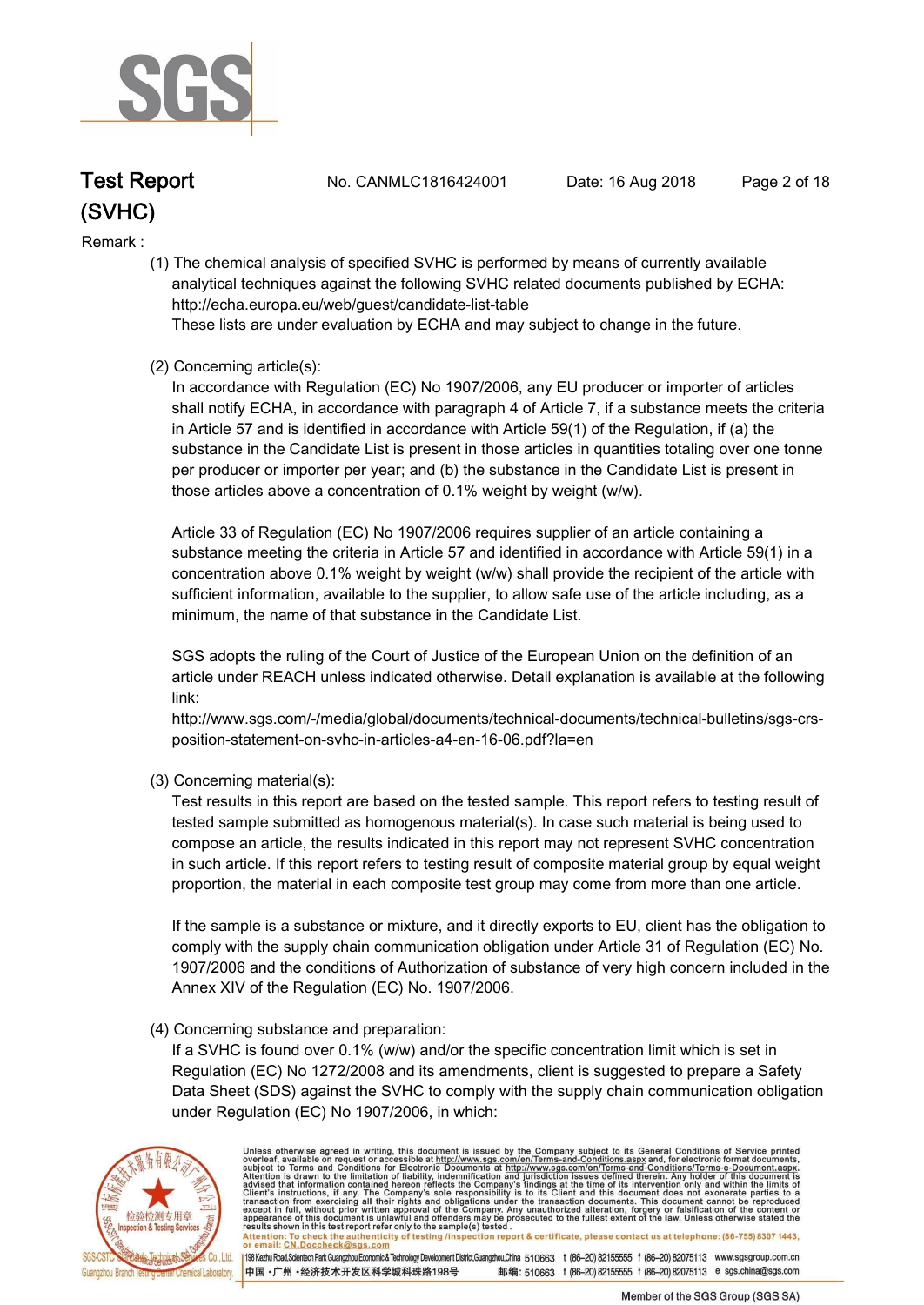Remark :

(1) The chemical analysis of specified SVHC is performed by means of currently available analytical techniques against the following SVHC related documents published by ECHA: http://echa.europa.eu/web/guest/candidate-list-table
These lists are under evaluation by ECHA and may subject to change in the future.

(2) Concerning article(s):
In accordance with Regulation (EC) No 1907/2006, any EU producer or importer of articles shall notify ECHA, in accordance with paragraph 4 of Article 7, if a substance meets the criteria in Article 57 and is identified in accordance with Article 59(1) of the Regulation, if (a) the substance in the Candidate List is present in those articles in quantities totaling over one tonne per producer or importer per year; and (b) the substance in the Candidate List is present in those articles above a concentration of 0.1% weight by weight (w/w).

Article 33 of Regulation (EC) No 1907/2006 requires supplier of an article containing a substance meeting the criteria in Article 57 and identified in accordance with Article 59(1) in a concentration above 0.1% weight by weight (w/w) shall provide the recipient of the article with sufficient information, available to the supplier, to allow safe use of the article including, as a minimum, the name of that substance in the Candidate List.

SGS adopts the ruling of the Court of Justice of the European Union on the definition of an article under REACH unless indicated otherwise. Detail explanation is available at the following link:
http://www.sgs.com/-/media/global/documents/technical-documents/technical-bulletins/sgs-crs-position-statement-on-svhc-in-articles-a4-en-16-06.pdf?la=en

(3) Concerning material(s):
Test results in this report are based on the tested sample. This report refers to testing result of tested sample submitted as homogenous material(s). In case such material is being used to compose an article, the results indicated in this report may not represent SVHC concentration in such article. If this report refers to testing result of composite material group by equal weight proportion, the material in each composite test group may come from more than one article.

If the sample is a substance or mixture, and it directly exports to EU, client has the obligation to comply with the supply chain communication obligation under Article 31 of Regulation (EC) No. 1907/2006 and the conditions of Authorization of substance of very high concern included in the Annex XIV of the Regulation (EC) No. 1907/2006.

(4) Concerning substance and preparation:
If a SVHC is found over 0.1% (w/w) and/or the specific concentration limit which is set in Regulation (EC) No 1272/2008 and its amendments, client is suggested to prepare a Safety Data Sheet (SDS) against the SVHC to comply with the supply chain communication obligation under Regulation (EC) No 1907/2006, in which: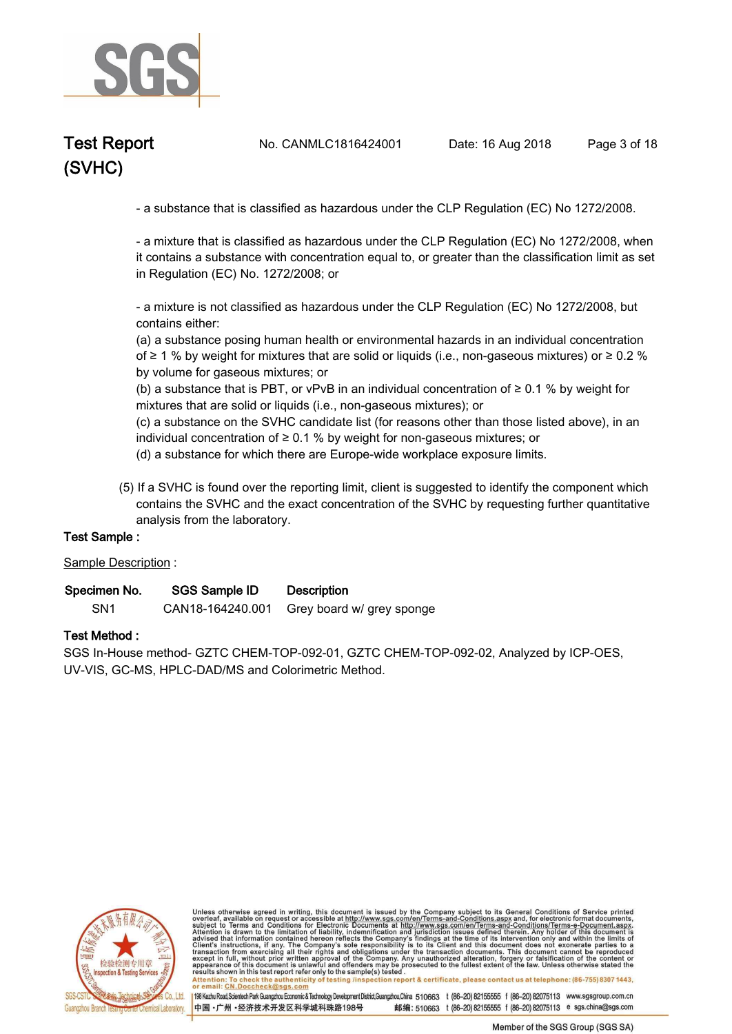- a substance that is classified as hazardous under the CLP Regulation (EC) No 1272/2008.

- a mixture that is classified as hazardous under the CLP Regulation (EC) No 1272/2008, when it contains a substance with concentration equal to, or greater than the classification limit as set in Regulation (EC) No. 1272/2008; or

- a mixture is not classified as hazardous under the CLP Regulation (EC) No 1272/2008, but contains either:
(a) a substance posing human health or environmental hazards in an individual concentration of ≥ 1 % by weight for mixtures that are solid or liquids (i.e., non-gaseous mixtures) or ≥ 0.2 % by volume for gaseous mixtures; or
(b) a substance that is PBT, or vPvB in an individual concentration of ≥ 0.1 % by weight for mixtures that are solid or liquids (i.e., non-gaseous mixtures); or
(c) a substance on the SVHC candidate list (for reasons other than those listed above), in an individual concentration of ≥ 0.1 % by weight for non-gaseous mixtures; or
(d) a substance for which there are Europe-wide workplace exposure limits.

(5) If a SVHC is found over the reporting limit, client is suggested to identify the component which contains the SVHC and the exact concentration of the SVHC by requesting further quantitative analysis from the laboratory.

**Test Sample :**

Sample Description :

| Specimen No. | SGS Sample ID | Description |
|---|---|---|
| SN1 | CAN18-164240.001 | Grey board w/ grey sponge |

**Test Method :**

SGS In-House method- GZTC CHEM-TOP-092-01, GZTC CHEM-TOP-092-02, Analyzed by ICP-OES, UV-VIS, GC-MS, HPLC-DAD/MS and Colorimetric Method.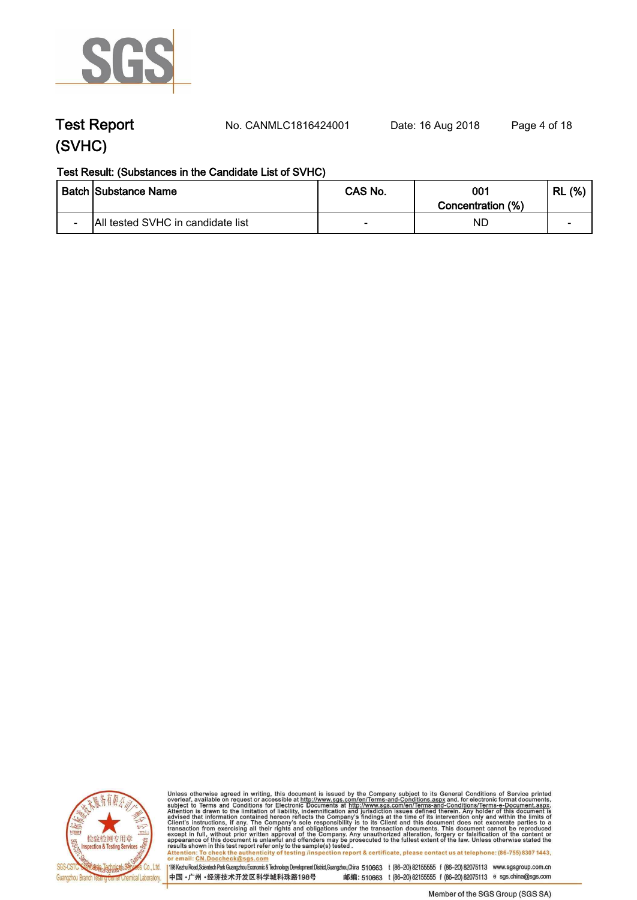## Test Report (SVHC)

No. CANMLC1816424001 Date: 16 Aug 2018

**Test Result: (Substances in the Candidate List of SVHC)**

| Batch | Substance Name | CAS No. | 001 Concentration (%) | RL (%) |
|---|---|---|---|---|
| - | All tested SVHC in candidate list | - | ND | - |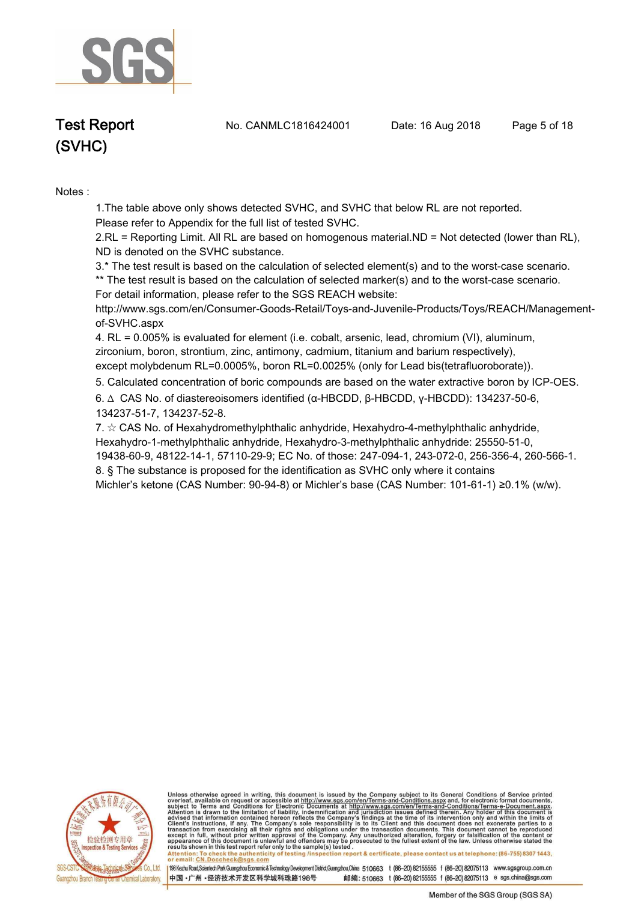Notes :

1.The table above only shows detected SVHC, and SVHC that below RL are not reported. Please refer to Appendix for the full list of tested SVHC.

2.RL = Reporting Limit. All RL are based on homogenous material.ND = Not detected (lower than RL), ND is denoted on the SVHC substance.

3.* The test result is based on the calculation of selected element(s) and to the worst-case scenario.
** The test result is based on the calculation of selected marker(s) and to the worst-case scenario.
For detail information, please refer to the SGS REACH website:
http://www.sgs.com/en/Consumer-Goods-Retail/Toys-and-Juvenile-Products/Toys/REACH/Management-of-SVHC.aspx

4. RL = 0.005% is evaluated for element (i.e. cobalt, arsenic, lead, chromium (VI), aluminum, zirconium, boron, strontium, zinc, antimony, cadmium, titanium and barium respectively), except molybdenum RL=0.0005%, boron RL=0.0025% (only for Lead bis(tetrafluoroborate)).

5. Calculated concentration of boric compounds are based on the water extractive boron by ICP-OES.

6. ∆ CAS No. of diastereoisomers identified (α-HBCDD, β-HBCDD, γ-HBCDD): 134237-50-6, 134237-51-7, 134237-52-8.

7. ☆ CAS No. of Hexahydromethylphthalic anhydride, Hexahydro-4-methylphthalic anhydride, Hexahydro-1-methylphthalic anhydride, Hexahydro-3-methylphthalic anhydride: 25550-51-0, 19438-60-9, 48122-14-1, 57110-29-9; EC No. of those: 247-094-1, 243-072-0, 256-356-4, 260-566-1.

8. § The substance is proposed for the identification as SVHC only where it contains Michler's ketone (CAS Number: 90-94-8) or Michler's base (CAS Number: 101-61-1) ≥0.1% (w/w).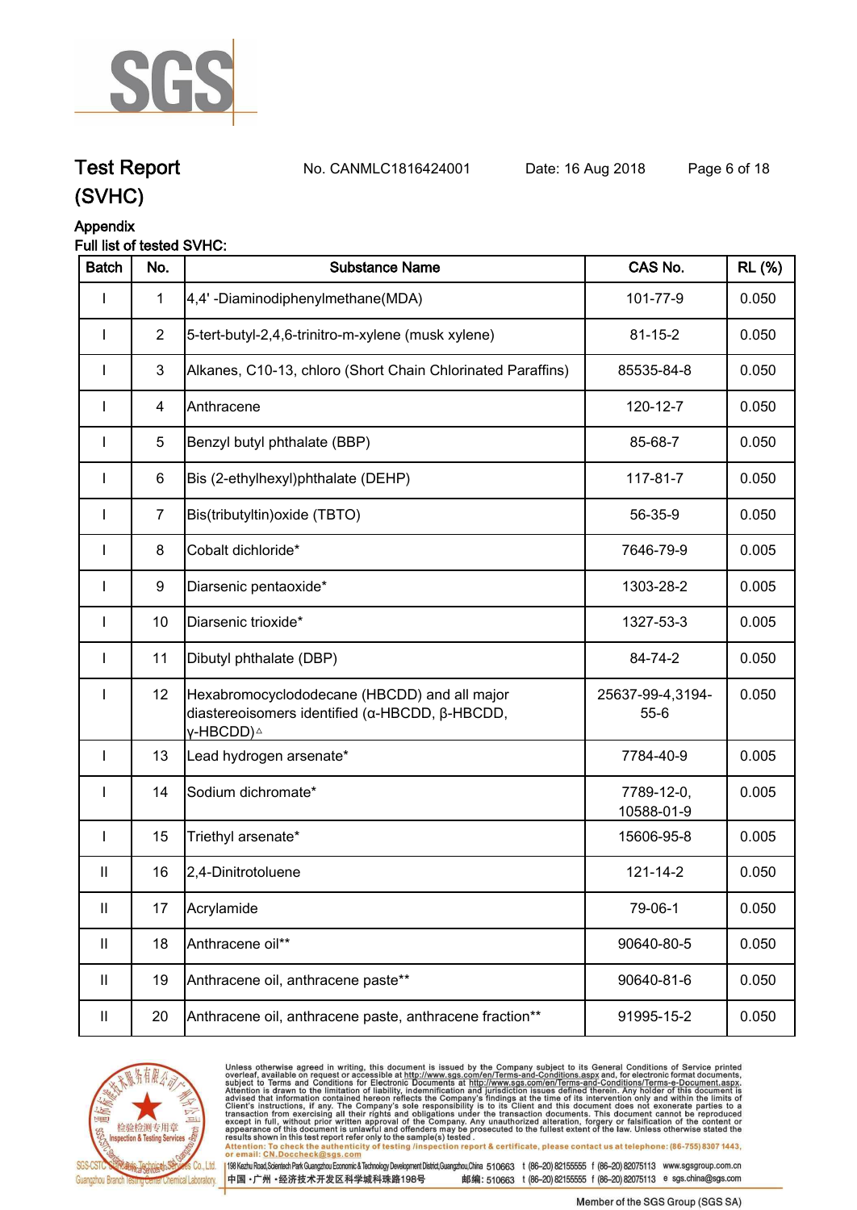# Test Report (SVHC)

No. CANMLC1816424001 Date: 16 Aug 2018

## Appendix

Full list of tested SVHC:

| Batch | No. | Substance Name | CAS No. | RL (%) |
|---|---|---|---|---|
| I | 1 | 4,4' -Diaminodiphenylmethane(MDA) | 101-77-9 | 0.050 |
| I | 2 | 5-tert-butyl-2,4,6-trinitro-m-xylene (musk xylene) | 81-15-2 | 0.050 |
| I | 3 | Alkanes, C10-13, chloro (Short Chain Chlorinated Paraffins) | 85535-84-8 | 0.050 |
| I | 4 | Anthracene | 120-12-7 | 0.050 |
| I | 5 | Benzyl butyl phthalate (BBP) | 85-68-7 | 0.050 |
| I | 6 | Bis (2-ethylhexyl)phthalate (DEHP) | 117-81-7 | 0.050 |
| I | 7 | Bis(tributyltin)oxide (TBTO) | 56-35-9 | 0.050 |
| I | 8 | Cobalt dichloride* | 7646-79-9 | 0.005 |
| I | 9 | Diarsenic pentaoxide* | 1303-28-2 | 0.005 |
| I | 10 | Diarsenic trioxide* | 1327-53-3 | 0.005 |
| I | 11 | Dibutyl phthalate (DBP) | 84-74-2 | 0.050 |
| I | 12 | Hexabromocyclododecane (HBCDD) and all major diastereoisomers identified (α-HBCDD, β-HBCDD, γ-HBCDD)△ | 25637-99-4,3194-55-6 | 0.050 |
| I | 13 | Lead hydrogen arsenate* | 7784-40-9 | 0.005 |
| I | 14 | Sodium dichromate* | 7789-12-0, 10588-01-9 | 0.005 |
| I | 15 | Triethyl arsenate* | 15606-95-8 | 0.005 |
| II | 16 | 2,4-Dinitrotoluene | 121-14-2 | 0.050 |
| II | 17 | Acrylamide | 79-06-1 | 0.050 |
| II | 18 | Anthracene oil** | 90640-80-5 | 0.050 |
| II | 19 | Anthracene oil, anthracene paste** | 90640-81-6 | 0.050 |
| II | 20 | Anthracene oil, anthracene paste, anthracene fraction** | 91995-15-2 | 0.050 |

Unless otherwise agreed in writing, this document is issued by the Company subject to its General Conditions of Service printed overleaf, available on request or accessible at http://www.sgs.com/en/Terms-and-Conditions.aspx and, for electronic format documents, subject to Terms and Conditions for Electronic Documents at http://www.sgs.com/en/Terms-and-Conditions/Terms-e-Document.aspx. Attention is drawn to the limitation of liability, indemnification and jurisdiction issues defined therein. Any holder of this document is advised that information contained hereon reflects the Company's findings at the time of its intervention only and within the limits of Client's instructions, if any. The Company's sole responsibility is to its Client and this document does not exonerate parties to a transaction from exercising all their rights and obligations under the transaction documents. This document cannot be reproduced except in full, without prior written approval of the Company. Any unauthorized alteration, forgery or falsification of the content or appearance of this document is unlawful and offenders may be prosecuted to the fullest extent of the law. Unless otherwise stated the results shown in this test report refer only to the sample(s) tested.

Attention: To check the authenticity of testing /inspection report & certificate, please contact us at telephone: (86-755) 8307 1443, or email: CN.Doccheck@sgs.com

198 Kezhu Road,Scientech Park Guangzhou Economic & Technology Development District,Guangzhou,China 510663 t (86-20) 82155555 f (86-20) 82075113 www.sgsgroup.com.cn

中国・广州・经济技术开发区科学城科珠路198号 邮编: 510663 t (86-20) 82155555 f (86-20) 82075113 e sgs.china@sgs.com

Member of the SGS Group (SGS SA)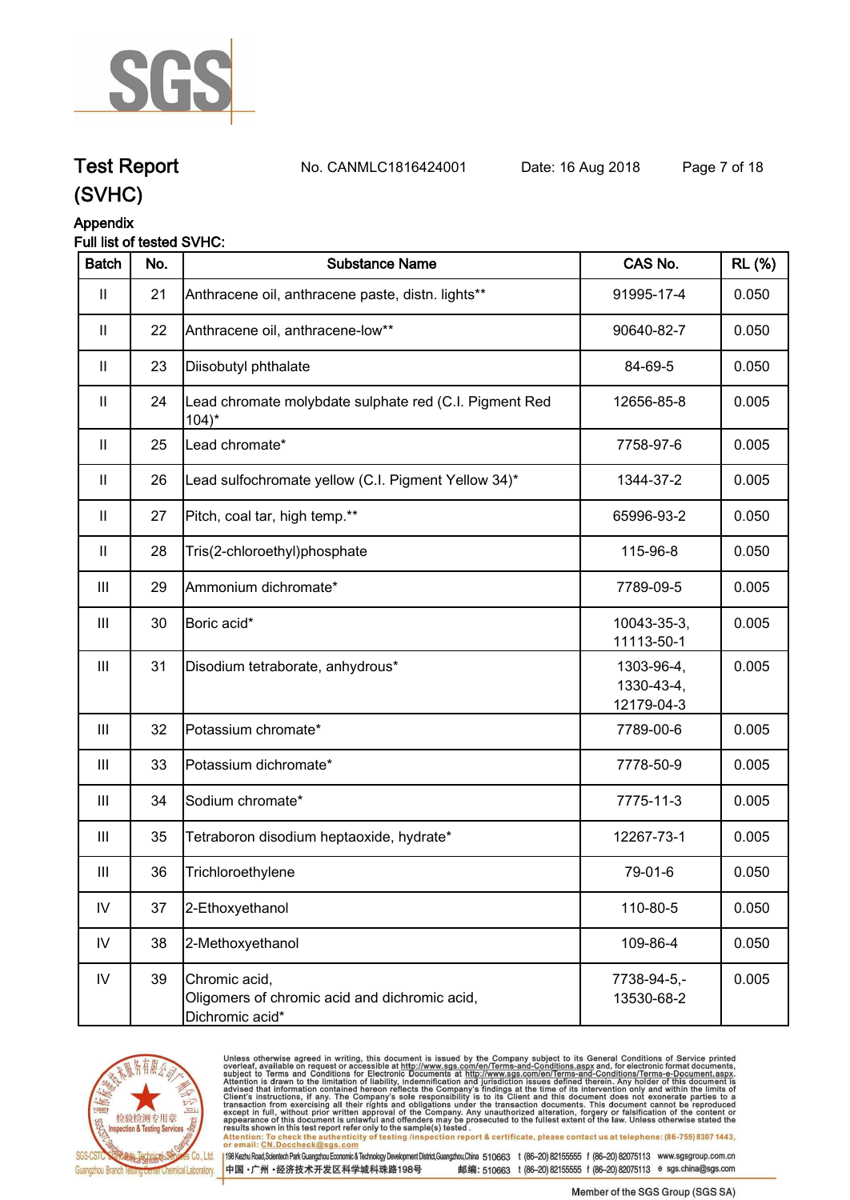# Test Report (SVHC)

No. CANMLC1816424001 Date: 16 Aug 2018

## Appendix

Full list of tested SVHC:

| Batch | No. | Substance Name | CAS No. | RL (%) |
|---|---|---|---|---|
| II | 21 | Anthracene oil, anthracene paste, distn. lights** | 91995-17-4 | 0.050 |
| II | 22 | Anthracene oil, anthracene-low** | 90640-82-7 | 0.050 |
| II | 23 | Diisobutyl phthalate | 84-69-5 | 0.050 |
| II | 24 | Lead chromate molybdate sulphate red (C.I. Pigment Red 104)* | 12656-85-8 | 0.005 |
| II | 25 | Lead chromate* | 7758-97-6 | 0.005 |
| II | 26 | Lead sulfochromate yellow (C.I. Pigment Yellow 34)* | 1344-37-2 | 0.005 |
| II | 27 | Pitch, coal tar, high temp.** | 65996-93-2 | 0.050 |
| II | 28 | Tris(2-chloroethyl)phosphate | 115-96-8 | 0.050 |
| III | 29 | Ammonium dichromate* | 7789-09-5 | 0.005 |
| III | 30 | Boric acid* | 10043-35-3, 11113-50-1 | 0.005 |
| III | 31 | Disodium tetraborate, anhydrous* | 1303-96-4, 1330-43-4, 12179-04-3 | 0.005 |
| III | 32 | Potassium chromate* | 7789-00-6 | 0.005 |
| III | 33 | Potassium dichromate* | 7778-50-9 | 0.005 |
| III | 34 | Sodium chromate* | 7775-11-3 | 0.005 |
| III | 35 | Tetraboron disodium heptaoxide, hydrate* | 12267-73-1 | 0.005 |
| III | 36 | Trichloroethylene | 79-01-6 | 0.050 |
| IV | 37 | 2-Ethoxyethanol | 110-80-5 | 0.050 |
| IV | 38 | 2-Methoxyethanol | 109-86-4 | 0.050 |
| IV | 39 | Chromic acid, Oligomers of chromic acid and dichromic acid, Dichromic acid* | 7738-94-5,- 13530-68-2 | 0.005 |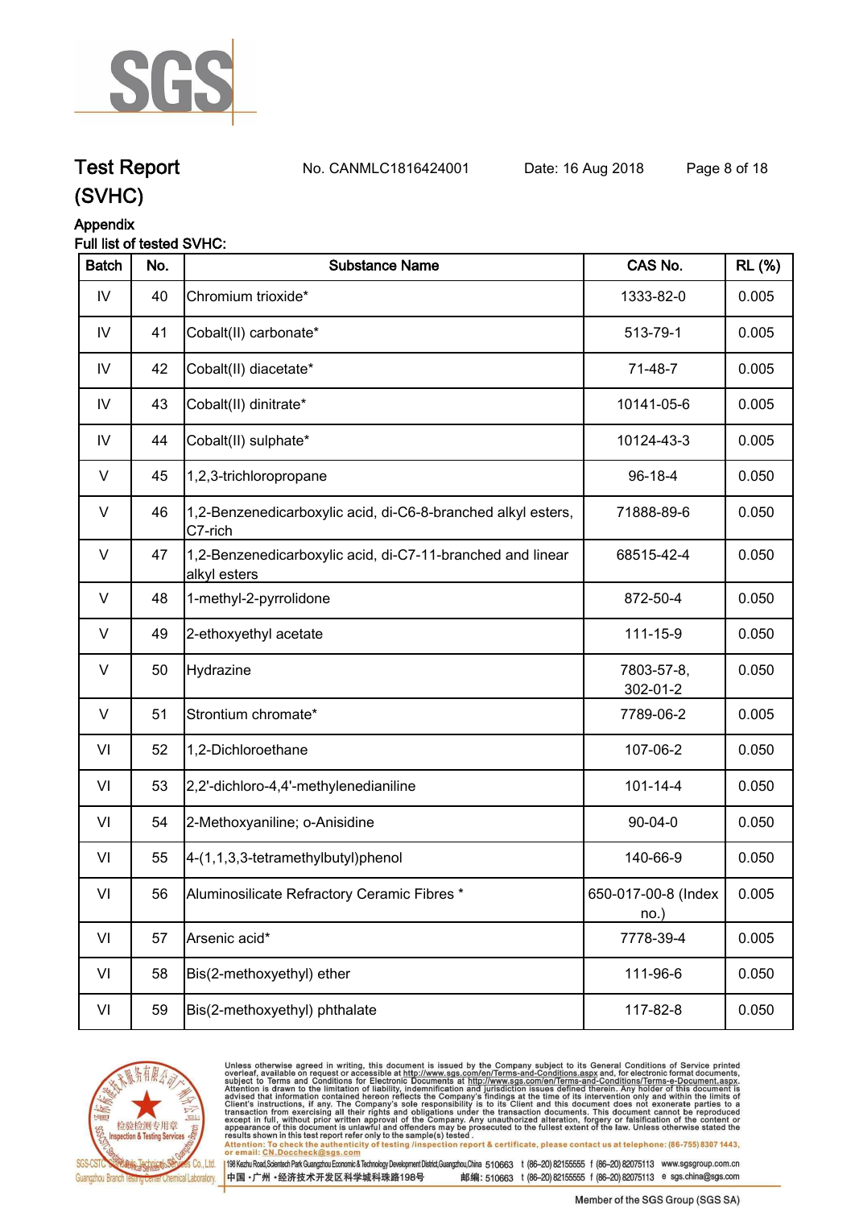# Test Report (SVHC)

No. CANMLC1816424001　　Date: 16 Aug 2018

## Appendix

Full list of tested SVHC:

| Batch | No. | Substance Name | CAS No. | RL (%) |
|---|---|---|---|---|
| IV | 40 | Chromium trioxide* | 1333-82-0 | 0.005 |
| IV | 41 | Cobalt(II) carbonate* | 513-79-1 | 0.005 |
| IV | 42 | Cobalt(II) diacetate* | 71-48-7 | 0.005 |
| IV | 43 | Cobalt(II) dinitrate* | 10141-05-6 | 0.005 |
| IV | 44 | Cobalt(II) sulphate* | 10124-43-3 | 0.005 |
| V | 45 | 1,2,3-trichloropropane | 96-18-4 | 0.050 |
| V | 46 | 1,2-Benzenedicarboxylic acid, di-C6-8-branched alkyl esters, C7-rich | 71888-89-6 | 0.050 |
| V | 47 | 1,2-Benzenedicarboxylic acid, di-C7-11-branched and linear alkyl esters | 68515-42-4 | 0.050 |
| V | 48 | 1-methyl-2-pyrrolidone | 872-50-4 | 0.050 |
| V | 49 | 2-ethoxyethyl acetate | 111-15-9 | 0.050 |
| V | 50 | Hydrazine | 7803-57-8, 302-01-2 | 0.050 |
| V | 51 | Strontium chromate* | 7789-06-2 | 0.005 |
| VI | 52 | 1,2-Dichloroethane | 107-06-2 | 0.050 |
| VI | 53 | 2,2'-dichloro-4,4'-methylenedianiline | 101-14-4 | 0.050 |
| VI | 54 | 2-Methoxyaniline; o-Anisidine | 90-04-0 | 0.050 |
| VI | 55 | 4-(1,1,3,3-tetramethylbutyl)phenol | 140-66-9 | 0.050 |
| VI | 56 | Aluminosilicate Refractory Ceramic Fibres * | 650-017-00-8 (Index no.) | 0.005 |
| VI | 57 | Arsenic acid* | 7778-39-4 | 0.005 |
| VI | 58 | Bis(2-methoxyethyl) ether | 111-96-6 | 0.050 |
| VI | 59 | Bis(2-methoxyethyl) phthalate | 117-82-8 | 0.050 |

Unless otherwise agreed in writing, this document is issued by the Company subject to its General Conditions of Service printed overleaf, available on request or accessible at http://www.sgs.com/en/Terms-and-Conditions.aspx and, for electronic format documents, subject to Terms and Conditions for Electronic Documents at http://www.sgs.com/en/Terms-and-Conditions/Terms-e-Document.aspx. Attention is drawn to the limitation of liability, indemnification and jurisdiction issues defined therein. Any holder of this document is advised that information contained hereon reflects the Company's findings at the time of its intervention only and within the limits of Client's instructions, if any. The Company's sole responsibility is to its Client and this document does not exonerate parties to a transaction from exercising all their rights and obligations under the transaction documents. This document cannot be reproduced except in full, without prior written approval of the Company. Any unauthorized alteration, forgery or falsification of the content or appearance of this document is unlawful and offenders may be prosecuted to the fullest extent of the law. Unless otherwise stated the results shown in this test report refer only to the sample(s) tested.

Attention: To check the authenticity of testing /inspection report & certificate, please contact us at telephone: (86-755) 8307 1443, or email: CN.Doccheck@sgs.com

SGS-CSTC Standards Technical Services Co.,Ltd. Guangzhou Branch Testing Center Chemical Laboratory.

198 Kezhu Road,Scientech Park Guangzhou Economic & Technology Development District,Guangzhou,China 510663 t (86-20) 82155555 f (86-20) 82075113 www.sgsgroup.com.cn

中国 · 广州 · 经济技术开发区科学城科珠路198号 邮编: 510663 t (86-20) 82155555 f (86-20) 82075113 e sgs.china@sgs.com

Member of the SGS Group (SGS SA)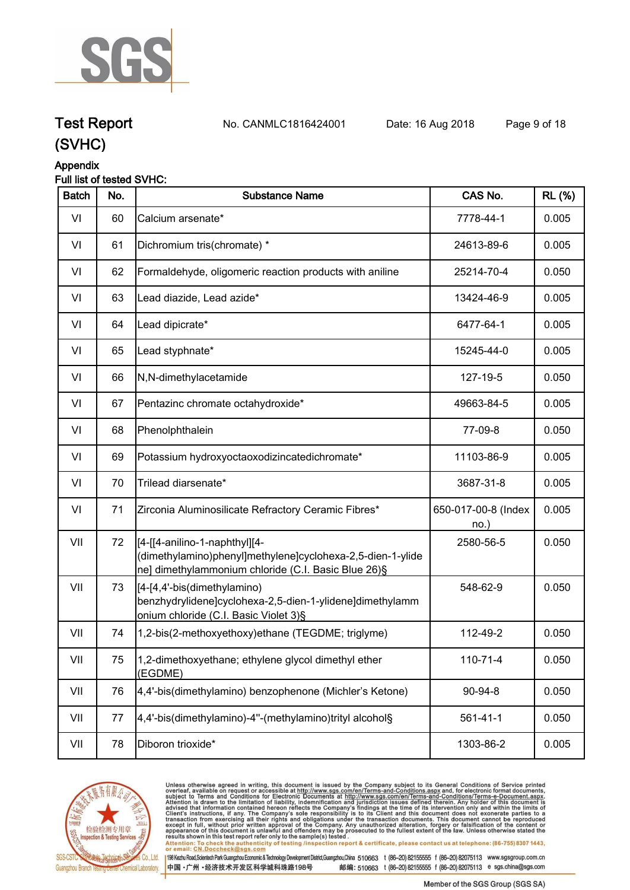# Test Report (SVHC)

No. CANMLC1816424001 Date: 16 Aug 2018

## Appendix

Full list of tested SVHC:

| Batch | No. | Substance Name | CAS No. | RL (%) |
|---|---|---|---|---|
| VI | 60 | Calcium arsenate* | 7778-44-1 | 0.005 |
| VI | 61 | Dichromium tris(chromate) * | 24613-89-6 | 0.005 |
| VI | 62 | Formaldehyde, oligomeric reaction products with aniline | 25214-70-4 | 0.050 |
| VI | 63 | Lead diazide, Lead azide* | 13424-46-9 | 0.005 |
| VI | 64 | Lead dipicrate* | 6477-64-1 | 0.005 |
| VI | 65 | Lead styphnate* | 15245-44-0 | 0.005 |
| VI | 66 | N,N-dimethylacetamide | 127-19-5 | 0.050 |
| VI | 67 | Pentazinc chromate octahydroxide* | 49663-84-5 | 0.005 |
| VI | 68 | Phenolphthalein | 77-09-8 | 0.050 |
| VI | 69 | Potassium hydroxyoctaoxodizincatedichromate* | 11103-86-9 | 0.005 |
| VI | 70 | Trilead diarsenate* | 3687-31-8 | 0.005 |
| VI | 71 | Zirconia Aluminosilicate Refractory Ceramic Fibres* | 650-017-00-8 (Index no.) | 0.005 |
| VII | 72 | [4-[[4-anilino-1-naphthyl][4-(dimethylamino)phenyl]methylene]cyclohexa-2,5-dien-1-ylidene] dimethylammonium chloride (C.I. Basic Blue 26)§ | 2580-56-5 | 0.050 |
| VII | 73 | [4-[4,4'-bis(dimethylamino) benzhydrylidene]cyclohexa-2,5-dien-1-ylidene]dimethylammonium chloride (C.I. Basic Violet 3)§ | 548-62-9 | 0.050 |
| VII | 74 | 1,2-bis(2-methoxyethoxy)ethane (TEGDME; triglyme) | 112-49-2 | 0.050 |
| VII | 75 | 1,2-dimethoxyethane; ethylene glycol dimethyl ether (EGDME) | 110-71-4 | 0.050 |
| VII | 76 | 4,4'-bis(dimethylamino) benzophenone (Michler's Ketone) | 90-94-8 | 0.050 |
| VII | 77 | 4,4'-bis(dimethylamino)-4''-(methylamino)trityl alcohol§ | 561-41-1 | 0.050 |
| VII | 78 | Diboron trioxide* | 1303-86-2 | 0.005 |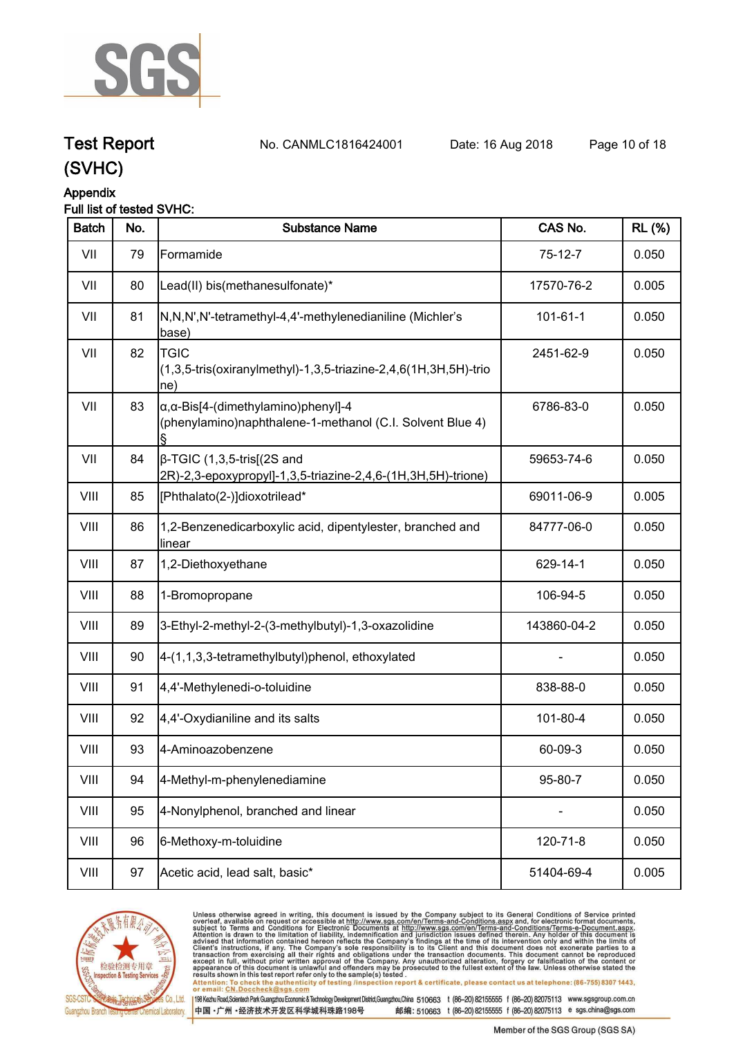## Test Report (SVHC)

No. CANMLC1816424001 Date: 16 Aug 2018

### Appendix

Full list of tested SVHC:

| Batch | No. | Substance Name | CAS No. | RL (%) |
|---|---|---|---|---|
| VII | 79 | Formamide | 75-12-7 | 0.050 |
| VII | 80 | Lead(II) bis(methanesulfonate)* | 17570-76-2 | 0.005 |
| VII | 81 | N,N,N',N'-tetramethyl-4,4'-methylenedianiline (Michler's base) | 101-61-1 | 0.050 |
| VII | 82 | TGIC (1,3,5-tris(oxiranylmethyl)-1,3,5-triazine-2,4,6(1H,3H,5H)-trione) | 2451-62-9 | 0.050 |
| VII | 83 | α,α-Bis[4-(dimethylamino)phenyl]-4 (phenylamino)naphthalene-1-methanol (C.I. Solvent Blue 4) § | 6786-83-0 | 0.050 |
| VII | 84 | β-TGIC (1,3,5-tris[(2S and 2R)-2,3-epoxypropyl]-1,3,5-triazine-2,4,6-(1H,3H,5H)-trione) | 59653-74-6 | 0.050 |
| VIII | 85 | [Phthalato(2-)]dioxotrilead* | 69011-06-9 | 0.005 |
| VIII | 86 | 1,2-Benzenedicarboxylic acid, dipentylester, branched and linear | 84777-06-0 | 0.050 |
| VIII | 87 | 1,2-Diethoxyethane | 629-14-1 | 0.050 |
| VIII | 88 | 1-Bromopropane | 106-94-5 | 0.050 |
| VIII | 89 | 3-Ethyl-2-methyl-2-(3-methylbutyl)-1,3-oxazolidine | 143860-04-2 | 0.050 |
| VIII | 90 | 4-(1,1,3,3-tetramethylbutyl)phenol, ethoxylated | - | 0.050 |
| VIII | 91 | 4,4'-Methylenedi-o-toluidine | 838-88-0 | 0.050 |
| VIII | 92 | 4,4'-Oxydianiline and its salts | 101-80-4 | 0.050 |
| VIII | 93 | 4-Aminoazobenzene | 60-09-3 | 0.050 |
| VIII | 94 | 4-Methyl-m-phenylenediamine | 95-80-7 | 0.050 |
| VIII | 95 | 4-Nonylphenol, branched and linear | - | 0.050 |
| VIII | 96 | 6-Methoxy-m-toluidine | 120-71-8 | 0.050 |
| VIII | 97 | Acetic acid, lead salt, basic* | 51404-69-4 | 0.005 |

Unless otherwise agreed in writing, this document is issued by the Company subject to its General Conditions of Service printed overleaf, available on request or accessible at http://www.sgs.com/en/Terms-and-Conditions.aspx and, for electronic format documents, subject to Terms and Conditions for Electronic Documents at http://www.sgs.com/en/Terms-and-Conditions/Terms-e-Document.aspx. Attention is drawn to the limitation of liability, indemnification and jurisdiction issues defined therein. Any holder of this document is advised that information contained hereon reflects the Company's findings at the time of its intervention only and within the limits of Client's instructions, if any. The Company's sole responsibility is to its Client and this document does not exonerate parties to a transaction from exercising all their rights and obligations under the transaction documents. This document cannot be reproduced except in full, without prior written approval of the Company. Any unauthorized alteration, forgery or falsification of the content or appearance of this document is unlawful and offenders may be prosecuted to the fullest extent of the law. Unless otherwise stated the results shown in this test report refer only to the sample(s) tested .

Attention: To check the authenticity of testing /inspection report & certificate, please contact us at telephone: (86-755) 8307 1443, or email: CN.Doccheck@sgs.com

SGS-CSTC Standards Technical Services Co., Ltd. Guangzhou Branch Testing Center Chemical Laboratory. | 198 Kezhu Road,Scientech Park Guangzhou Economic & Technology Development District,Guangzhou,China 510663 t (86-20) 82155555 f (86-20) 82075113 www.sgsgroup.com.cn

中国・广州・经济技术开发区科学城科珠路198号 邮编: 510663 t (86-20) 82155555 f (86-20) 82075113 e sgs.china@sgs.com

Member of the SGS Group (SGS SA)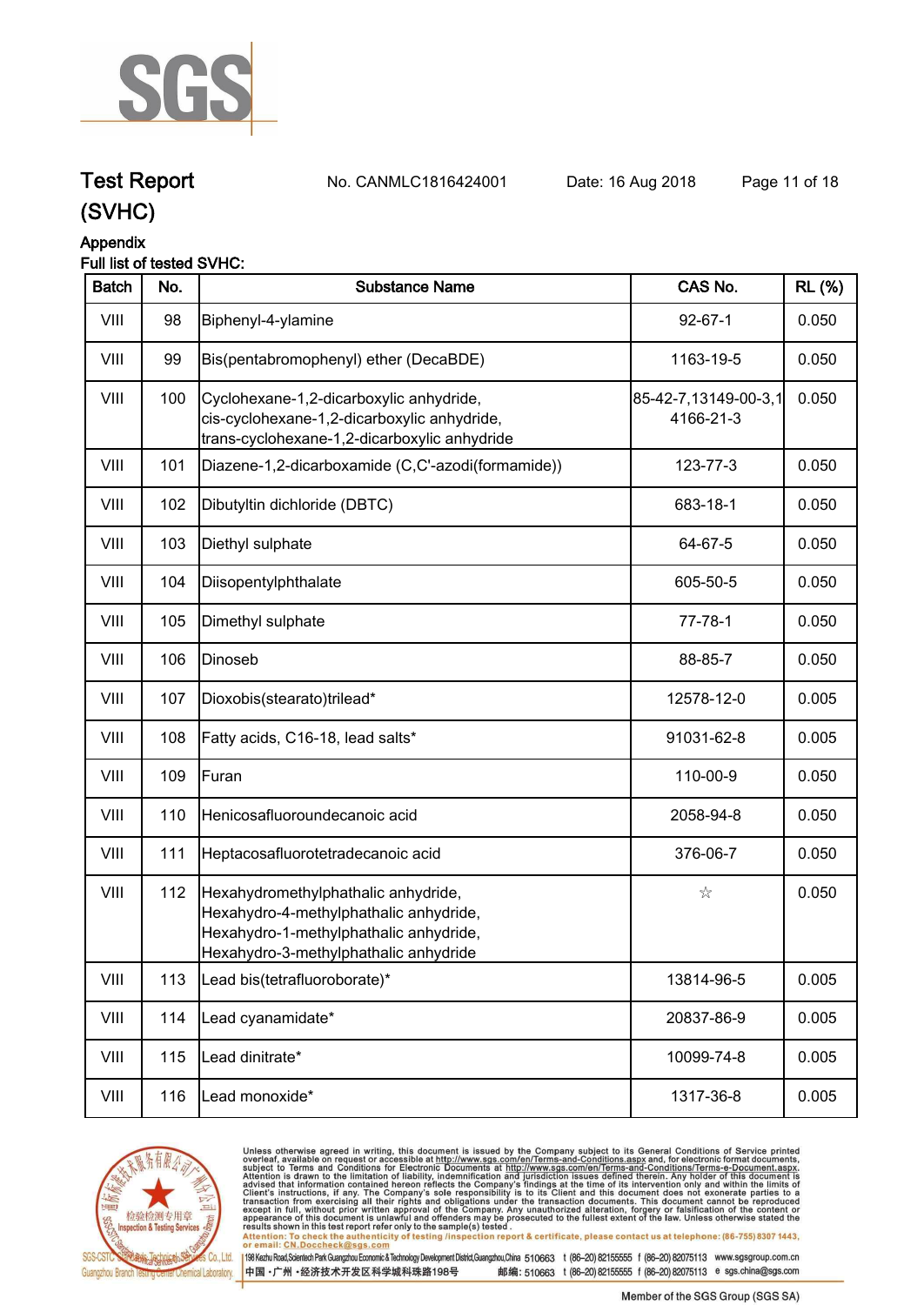# Test Report (SVHC)

No. CANMLC1816424001 Date: 16 Aug 2018

## Appendix

### Full list of tested SVHC:

| Batch | No. | Substance Name | CAS No. | RL (%) |
|---|---|---|---|---|
| VIII | 98 | Biphenyl-4-ylamine | 92-67-1 | 0.050 |
| VIII | 99 | Bis(pentabromophenyl) ether (DecaBDE) | 1163-19-5 | 0.050 |
| VIII | 100 | Cyclohexane-1,2-dicarboxylic anhydride, cis-cyclohexane-1,2-dicarboxylic anhydride, trans-cyclohexane-1,2-dicarboxylic anhydride | 85-42-7,13149-00-3,14166-21-3 | 0.050 |
| VIII | 101 | Diazene-1,2-dicarboxamide (C,C'-azodi(formamide)) | 123-77-3 | 0.050 |
| VIII | 102 | Dibutyltin dichloride (DBTC) | 683-18-1 | 0.050 |
| VIII | 103 | Diethyl sulphate | 64-67-5 | 0.050 |
| VIII | 104 | Diisopentylphthalate | 605-50-5 | 0.050 |
| VIII | 105 | Dimethyl sulphate | 77-78-1 | 0.050 |
| VIII | 106 | Dinoseb | 88-85-7 | 0.050 |
| VIII | 107 | Dioxobis(stearato)trilead* | 12578-12-0 | 0.005 |
| VIII | 108 | Fatty acids, C16-18, lead salts* | 91031-62-8 | 0.005 |
| VIII | 109 | Furan | 110-00-9 | 0.050 |
| VIII | 110 | Henicosafluoroundecanoic acid | 2058-94-8 | 0.050 |
| VIII | 111 | Heptacosafluorotetradecanoic acid | 376-06-7 | 0.050 |
| VIII | 112 | Hexahydromethylphathalic anhydride, Hexahydro-4-methylphathalic anhydride, Hexahydro-1-methylphathalic anhydride, Hexahydro-3-methylphathalic anhydride | ☆ | 0.050 |
| VIII | 113 | Lead bis(tetrafluoroborate)* | 13814-96-5 | 0.005 |
| VIII | 114 | Lead cyanamidate* | 20837-86-9 | 0.005 |
| VIII | 115 | Lead dinitrate* | 10099-74-8 | 0.005 |
| VIII | 116 | Lead monoxide* | 1317-36-8 | 0.005 |

Unless otherwise agreed in writing, this document is issued by the Company subject to its General Conditions of Service printed overleaf, available on request or accessible at http://www.sgs.com/en/Terms-and-Conditions.aspx and, for electronic format documents, subject to Terms and Conditions for Electronic Documents at http://www.sgs.com/en/Terms-and-Conditions/Terms-e-Document.aspx. Attention is drawn to the limitation of liability, indemnification and jurisdiction issues defined therein. Any holder of this document is advised that information contained hereon reflects the Company's findings at the time of its intervention only and within the limits of Client's instructions, if any. The Company's sole responsibility is to its Client and this document does not exonerate parties to a transaction from exercising all their rights and obligations under the transaction documents. This document cannot be reproduced except in full, without prior written approval of the Company. Any unauthorized alteration, forgery or falsification of the content or appearance of this document is unlawful and offenders may be prosecuted to the fullest extent of the law. Unless otherwise stated the results shown in this test report refer only to the sample(s) tested.

Attention: To check the authenticity of testing /inspection report & certificate, please contact us at telephone: (86-755) 8307 1443, or email: CN.Doccheck@sgs.com

198 Kezhu Road,Scientech Park Guangzhou Economic & Technology Development District,Guangzhou,China 510663 t (86-20) 82155555 f (86-20) 82075113 www.sgsgroup.com.cn

中国 · 广州 · 经济技术开发区科学城科珠路198号 邮编: 510663 t (86-20) 82155555 f (86-20) 82075113 e sgs.china@sgs.com

Member of the SGS Group (SGS SA)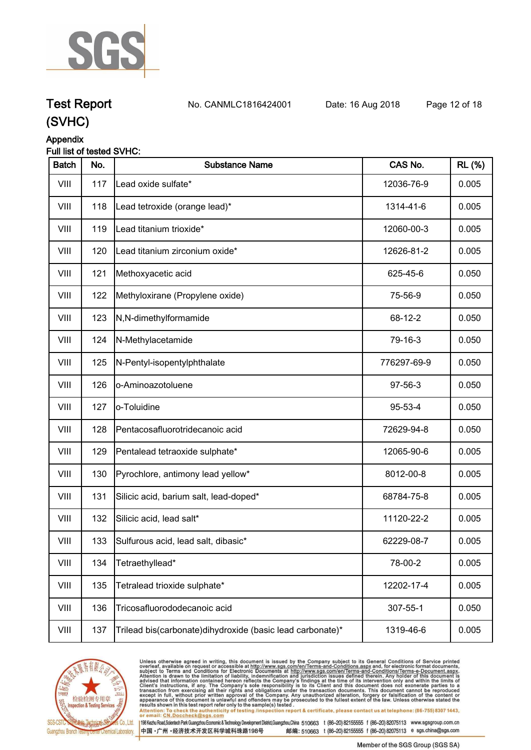# Test Report (SVHC)

No. CANMLC1816424001　Date: 16 Aug 2018

## Appendix

Full list of tested SVHC:

| Batch | No. | Substance Name | CAS No. | RL (%) |
|---|---|---|---|---|
| VIII | 117 | Lead oxide sulfate* | 12036-76-9 | 0.005 |
| VIII | 118 | Lead tetroxide (orange lead)* | 1314-41-6 | 0.005 |
| VIII | 119 | Lead titanium trioxide* | 12060-00-3 | 0.005 |
| VIII | 120 | Lead titanium zirconium oxide* | 12626-81-2 | 0.005 |
| VIII | 121 | Methoxyacetic acid | 625-45-6 | 0.050 |
| VIII | 122 | Methyloxirane (Propylene oxide) | 75-56-9 | 0.050 |
| VIII | 123 | N,N-dimethylformamide | 68-12-2 | 0.050 |
| VIII | 124 | N-Methylacetamide | 79-16-3 | 0.050 |
| VIII | 125 | N-Pentyl-isopentylphthalate | 776297-69-9 | 0.050 |
| VIII | 126 | o-Aminoazotoluene | 97-56-3 | 0.050 |
| VIII | 127 | o-Toluidine | 95-53-4 | 0.050 |
| VIII | 128 | Pentacosafluorotridecanoic acid | 72629-94-8 | 0.050 |
| VIII | 129 | Pentalead tetraoxide sulphate* | 12065-90-6 | 0.005 |
| VIII | 130 | Pyrochlore, antimony lead yellow* | 8012-00-8 | 0.005 |
| VIII | 131 | Silicic acid, barium salt, lead-doped* | 68784-75-8 | 0.005 |
| VIII | 132 | Silicic acid, lead salt* | 11120-22-2 | 0.005 |
| VIII | 133 | Sulfurous acid, lead salt, dibasic* | 62229-08-7 | 0.005 |
| VIII | 134 | Tetraethyllead* | 78-00-2 | 0.005 |
| VIII | 135 | Tetralead trioxide sulphate* | 12202-17-4 | 0.005 |
| VIII | 136 | Tricosafluorododecanoic acid | 307-55-1 | 0.050 |
| VIII | 137 | Trilead bis(carbonate)dihydroxide (basic lead carbonate)* | 1319-46-6 | 0.005 |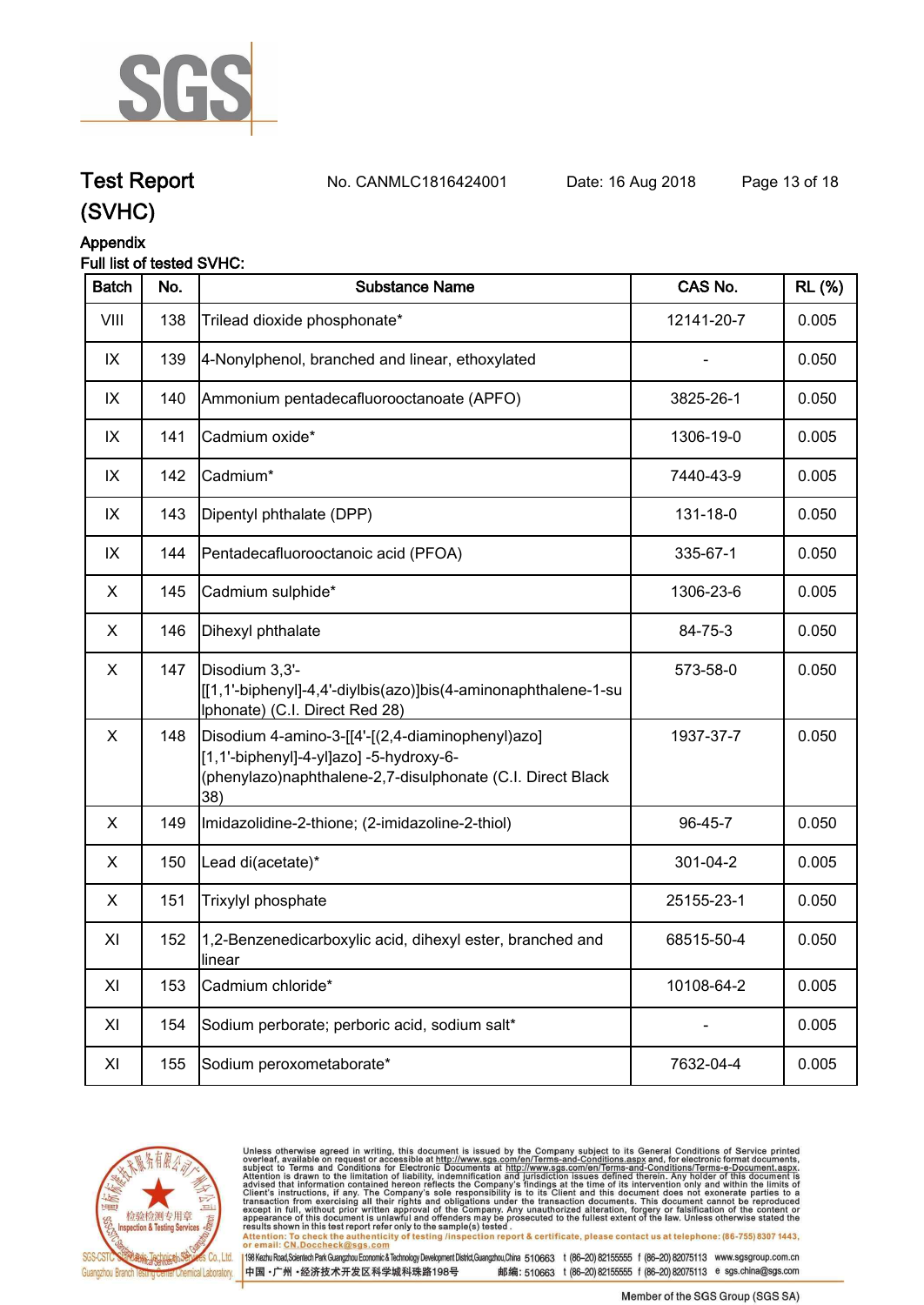# Test Report (SVHC)

No. CANMLC1816424001 Date: 16 Aug 2018

## Appendix

Full list of tested SVHC:

| Batch | No. | Substance Name | CAS No. | RL (%) |
|---|---|---|---|---|
| VIII | 138 | Trilead dioxide phosphonate* | 12141-20-7 | 0.005 |
| IX | 139 | 4-Nonylphenol, branched and linear, ethoxylated | - | 0.050 |
| IX | 140 | Ammonium pentadecafluorooctanoate (APFO) | 3825-26-1 | 0.050 |
| IX | 141 | Cadmium oxide* | 1306-19-0 | 0.005 |
| IX | 142 | Cadmium* | 7440-43-9 | 0.005 |
| IX | 143 | Dipentyl phthalate (DPP) | 131-18-0 | 0.050 |
| IX | 144 | Pentadecafluorooctanoic acid (PFOA) | 335-67-1 | 0.050 |
| X | 145 | Cadmium sulphide* | 1306-23-6 | 0.005 |
| X | 146 | Dihexyl phthalate | 84-75-3 | 0.050 |
| X | 147 | Disodium 3,3'-[[1,1'-biphenyl]-4,4'-diylbis(azo)]bis(4-aminonaphthalene-1-sulphonate) (C.I. Direct Red 28) | 573-58-0 | 0.050 |
| X | 148 | Disodium 4-amino-3-[[4'-[(2,4-diaminophenyl)azo][1,1'-biphenyl]-4-yl]azo] -5-hydroxy-6-(phenylazo)naphthalene-2,7-disulphonate (C.I. Direct Black 38) | 1937-37-7 | 0.050 |
| X | 149 | Imidazolidine-2-thione; (2-imidazoline-2-thiol) | 96-45-7 | 0.050 |
| X | 150 | Lead di(acetate)* | 301-04-2 | 0.005 |
| X | 151 | Trixylyl phosphate | 25155-23-1 | 0.050 |
| XI | 152 | 1,2-Benzenedicarboxylic acid, dihexyl ester, branched and linear | 68515-50-4 | 0.050 |
| XI | 153 | Cadmium chloride* | 10108-64-2 | 0.005 |
| XI | 154 | Sodium perborate; perboric acid, sodium salt* | - | 0.005 |
| XI | 155 | Sodium peroxometaborate* | 7632-04-4 | 0.005 |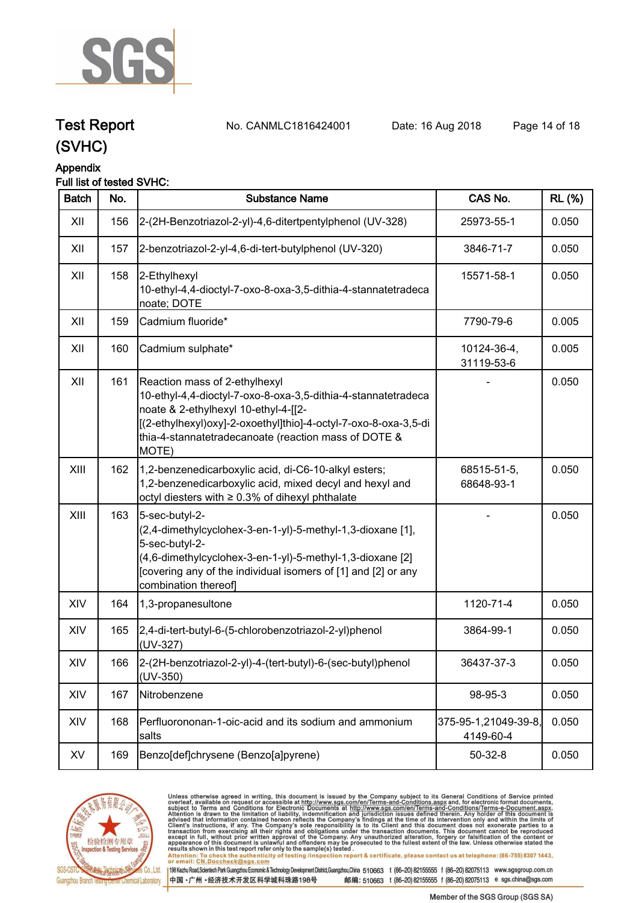Test Report (SVHC)    No. CANMLC1816424001    Date: 16 Aug 2018

## Appendix

Full list of tested SVHC:

| Batch | No. | Substance Name | CAS No. | RL (%) |
|---|---|---|---|---|
| XII | 156 | 2-(2H-Benzotriazol-2-yl)-4,6-ditertpentylphenol (UV-328) | 25973-55-1 | 0.050 |
| XII | 157 | 2-benzotriazol-2-yl-4,6-di-tert-butylphenol (UV-320) | 3846-71-7 | 0.050 |
| XII | 158 | 2-Ethylhexyl 10-ethyl-4,4-dioctyl-7-oxo-8-oxa-3,5-dithia-4-stannatetradecanoate; DOTE | 15571-58-1 | 0.050 |
| XII | 159 | Cadmium fluoride* | 7790-79-6 | 0.005 |
| XII | 160 | Cadmium sulphate* | 10124-36-4, 31119-53-6 | 0.005 |
| XII | 161 | Reaction mass of 2-ethylhexyl 10-ethyl-4,4-dioctyl-7-oxo-8-oxa-3,5-dithia-4-stannatetradecanoate & 2-ethylhexyl 10-ethyl-4-[[2-[(2-ethylhexyl)oxy]-2-oxoethyl]thio]-4-octyl-7-oxo-8-oxa-3,5-dithia-4-stannatetradecanoate (reaction mass of DOTE & MOTE) | - | 0.050 |
| XIII | 162 | 1,2-benzenedicarboxylic acid, di-C6-10-alkyl esters; 1,2-benzenedicarboxylic acid, mixed decyl and hexyl and octyl diesters with ≥ 0.3% of dihexyl phthalate | 68515-51-5, 68648-93-1 | 0.050 |
| XIII | 163 | 5-sec-butyl-2-(2,4-dimethylcyclohex-3-en-1-yl)-5-methyl-1,3-dioxane [1], 5-sec-butyl-2-(4,6-dimethylcyclohex-3-en-1-yl)-5-methyl-1,3-dioxane [2] [covering any of the individual isomers of [1] and [2] or any combination thereof] | - | 0.050 |
| XIV | 164 | 1,3-propanesultone | 1120-71-4 | 0.050 |
| XIV | 165 | 2,4-di-tert-butyl-6-(5-chlorobenzotriazol-2-yl)phenol (UV-327) | 3864-99-1 | 0.050 |
| XIV | 166 | 2-(2H-benzotriazol-2-yl)-4-(tert-butyl)-6-(sec-butyl)phenol (UV-350) | 36437-37-3 | 0.050 |
| XIV | 167 | Nitrobenzene | 98-95-3 | 0.050 |
| XIV | 168 | Perfluorononan-1-oic-acid and its sodium and ammonium salts | 375-95-1,21049-39-8, 4149-60-4 | 0.050 |
| XV | 169 | Benzo[def]chrysene (Benzo[a]pyrene) | 50-32-8 | 0.050 |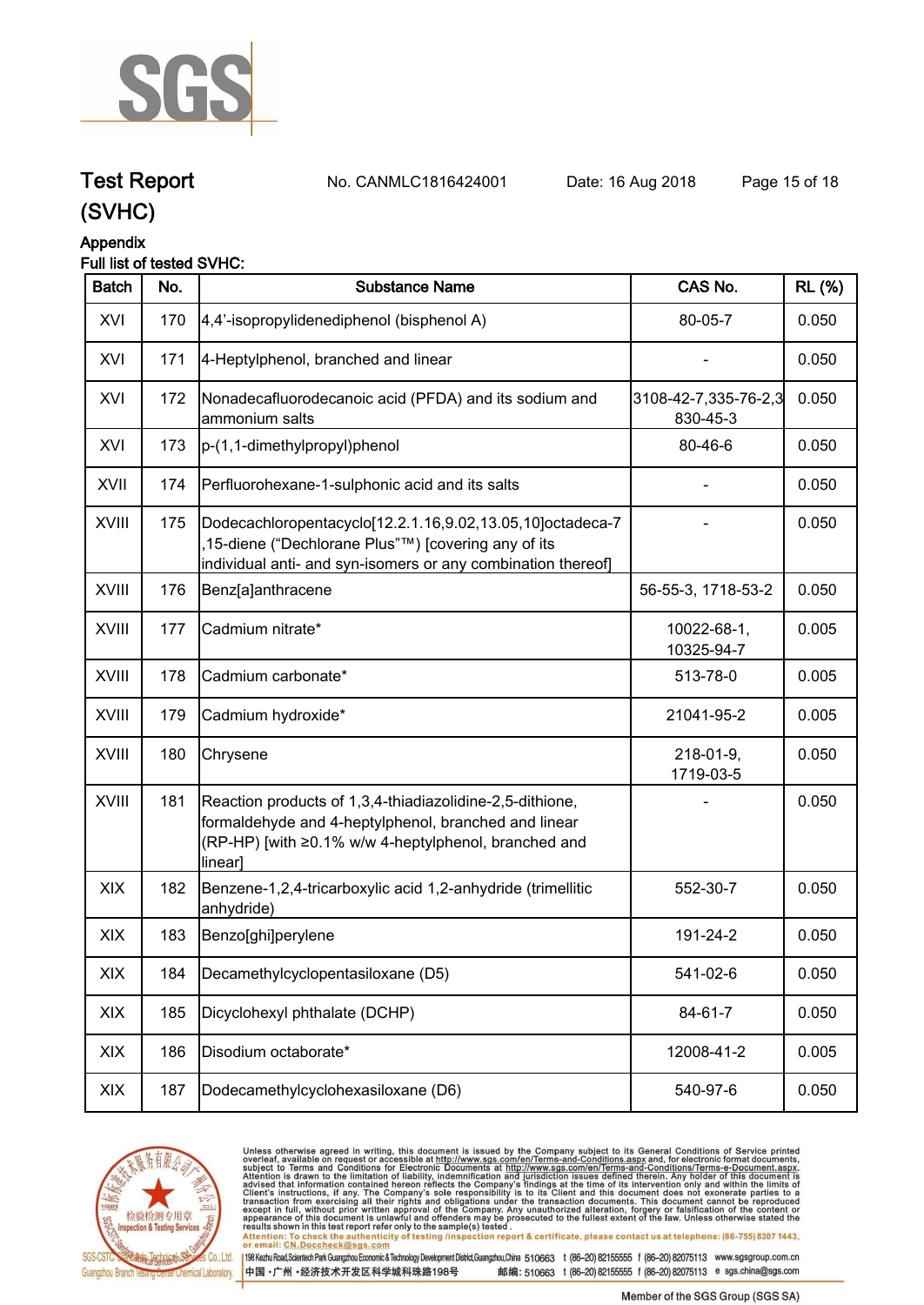# Test Report (SVHC)

No. CANMLC1816424001 Date: 16 Aug 2018

## Appendix

Full list of tested SVHC:

| Batch | No. | Substance Name | CAS No. | RL (%) |
|---|---|---|---|---|
| XVI | 170 | 4,4'-isopropylidenediphenol (bisphenol A) | 80-05-7 | 0.050 |
| XVI | 171 | 4-Heptylphenol, branched and linear | - | 0.050 |
| XVI | 172 | Nonadecafluorodecanoic acid (PFDA) and its sodium and ammonium salts | 3108-42-7,335-76-2,3830-45-3 | 0.050 |
| XVI | 173 | p-(1,1-dimethylpropyl)phenol | 80-46-6 | 0.050 |
| XVII | 174 | Perfluorohexane-1-sulphonic acid and its salts | - | 0.050 |
| XVIII | 175 | Dodecachloropentacyclo[12.2.1.16,9.02,13.05,10]octadeca-7,15-diene ("Dechlorane Plus"™) [covering any of its individual anti- and syn-isomers or any combination thereof] | - | 0.050 |
| XVIII | 176 | Benz[a]anthracene | 56-55-3, 1718-53-2 | 0.050 |
| XVIII | 177 | Cadmium nitrate* | 10022-68-1, 10325-94-7 | 0.005 |
| XVIII | 178 | Cadmium carbonate* | 513-78-0 | 0.005 |
| XVIII | 179 | Cadmium hydroxide* | 21041-95-2 | 0.005 |
| XVIII | 180 | Chrysene | 218-01-9, 1719-03-5 | 0.050 |
| XVIII | 181 | Reaction products of 1,3,4-thiadiazolidine-2,5-dithione, formaldehyde and 4-heptylphenol, branched and linear (RP-HP) [with ≥0.1% w/w 4-heptylphenol, branched and linear] | - | 0.050 |
| XIX | 182 | Benzene-1,2,4-tricarboxylic acid 1,2-anhydride (trimellitic anhydride) | 552-30-7 | 0.050 |
| XIX | 183 | Benzo[ghi]perylene | 191-24-2 | 0.050 |
| XIX | 184 | Decamethylcyclopentasiloxane (D5) | 541-02-6 | 0.050 |
| XIX | 185 | Dicyclohexyl phthalate (DCHP) | 84-61-7 | 0.050 |
| XIX | 186 | Disodium octaborate* | 12008-41-2 | 0.005 |
| XIX | 187 | Dodecamethylcyclohexasiloxane (D6) | 540-97-6 | 0.050 |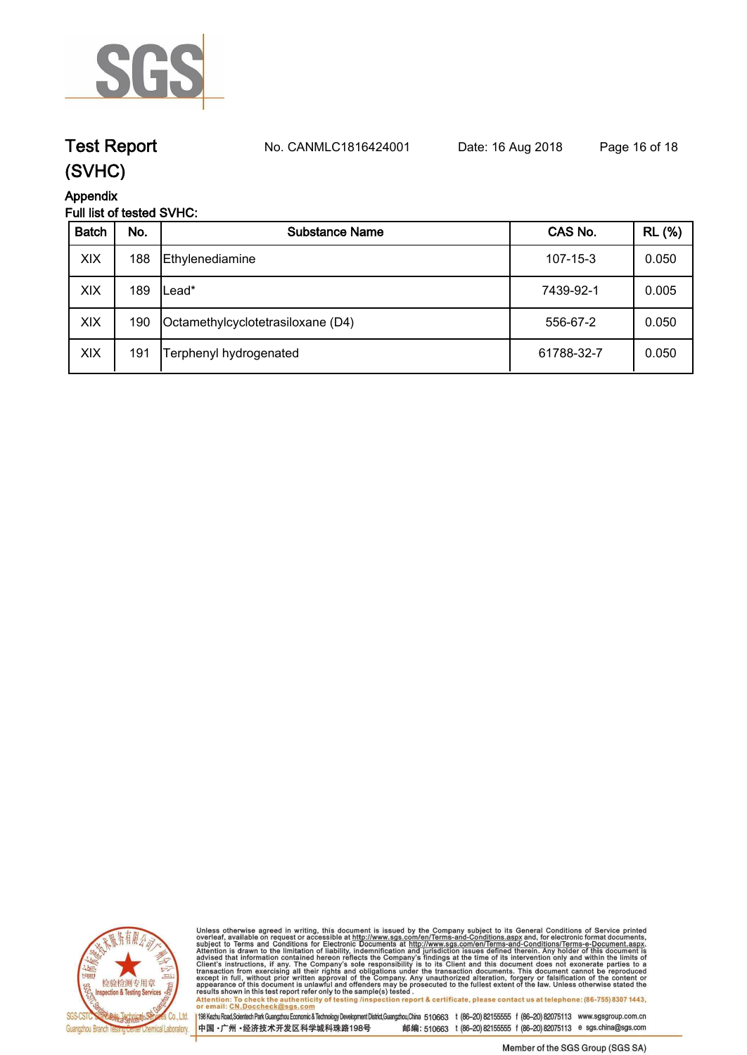# Test Report (SVHC)

No. CANMLC1816424001 Date: 16 Aug 2018

## Appendix

Full list of tested SVHC:

| Batch | No. | Substance Name | CAS No. | RL (%) |
|---|---|---|---|---|
| XIX | 188 | Ethylenediamine | 107-15-3 | 0.050 |
| XIX | 189 | Lead* | 7439-92-1 | 0.005 |
| XIX | 190 | Octamethylcyclotetrasiloxane (D4) | 556-67-2 | 0.050 |
| XIX | 191 | Terphenyl hydrogenated | 61788-32-7 | 0.050 |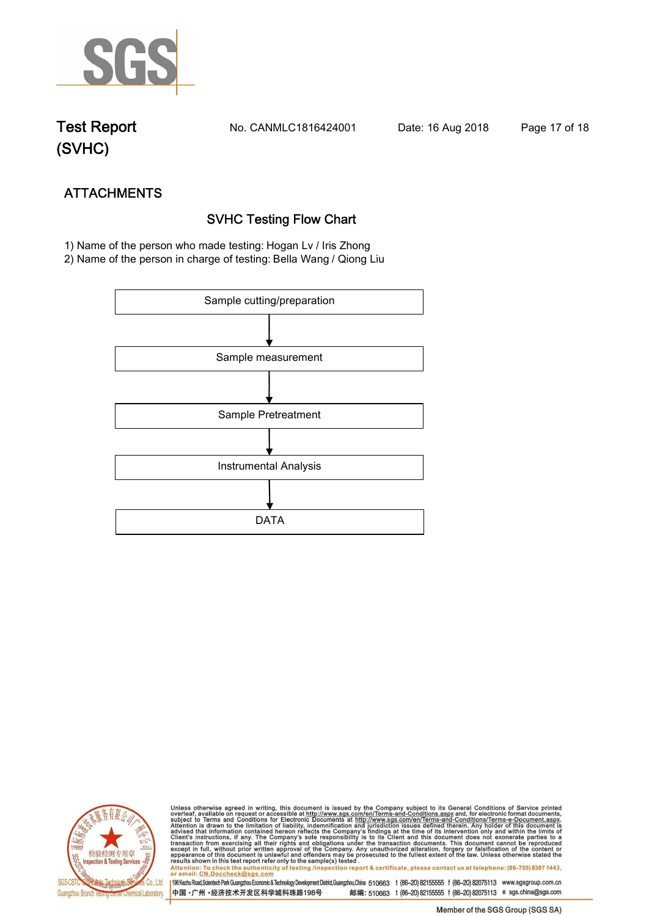# Test Report (SVHC)

No. CANMLC1816424001 Date: 16 Aug 2018

## ATTACHMENTS

### SVHC Testing Flow Chart

1) Name of the person who made testing: Hogan Lv / Iris Zhong
2) Name of the person in charge of testing: Bella Wang / Qiong Liu

Sample cutting/preparation

↓

Sample measurement

↓

Sample Pretreatment

↓

Instrumental Analysis

↓

DATA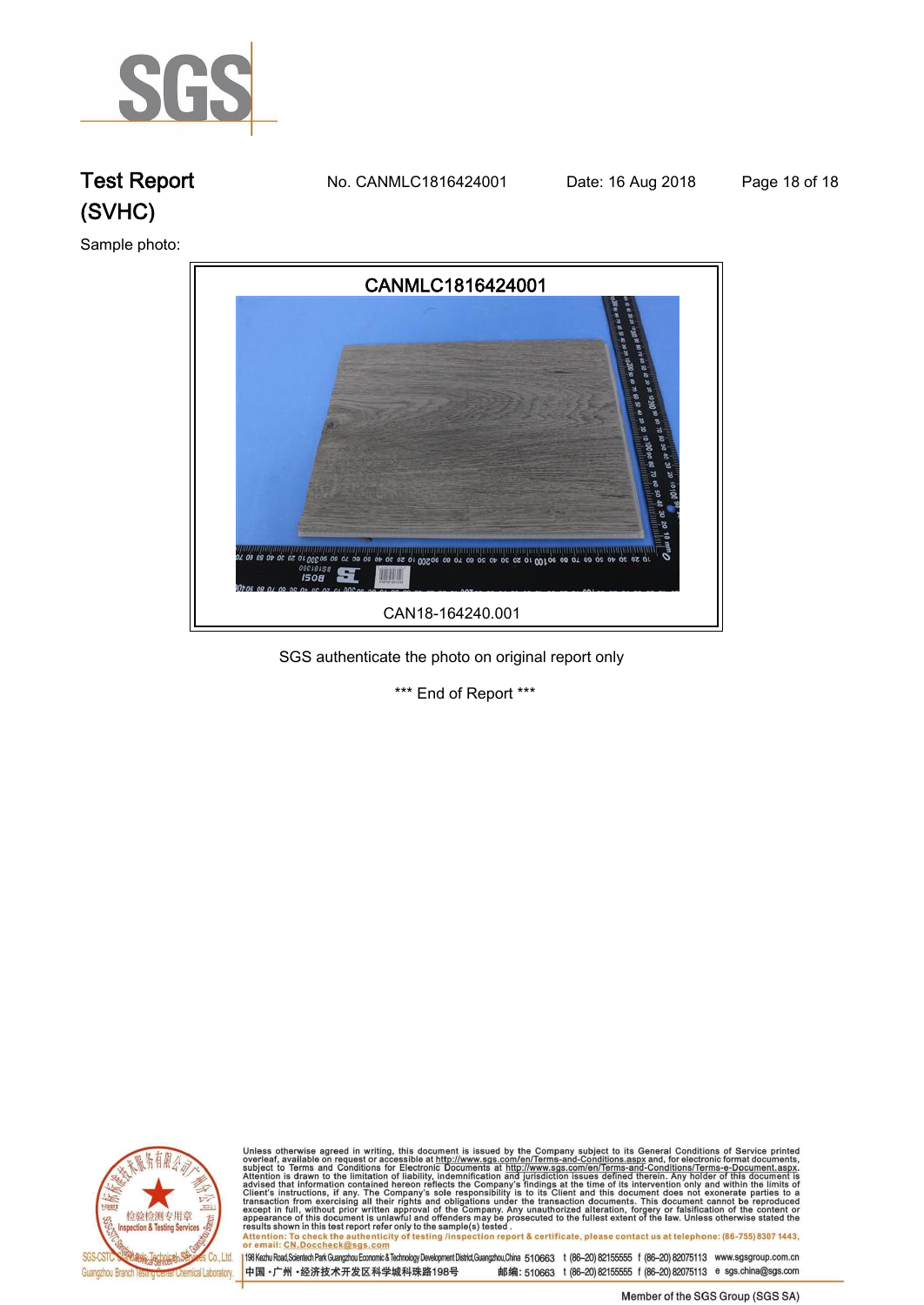Sample photo:

CANMLC1816424001

CAN18-164240.001

SGS authenticate the photo on original report only

*** End of Report ***